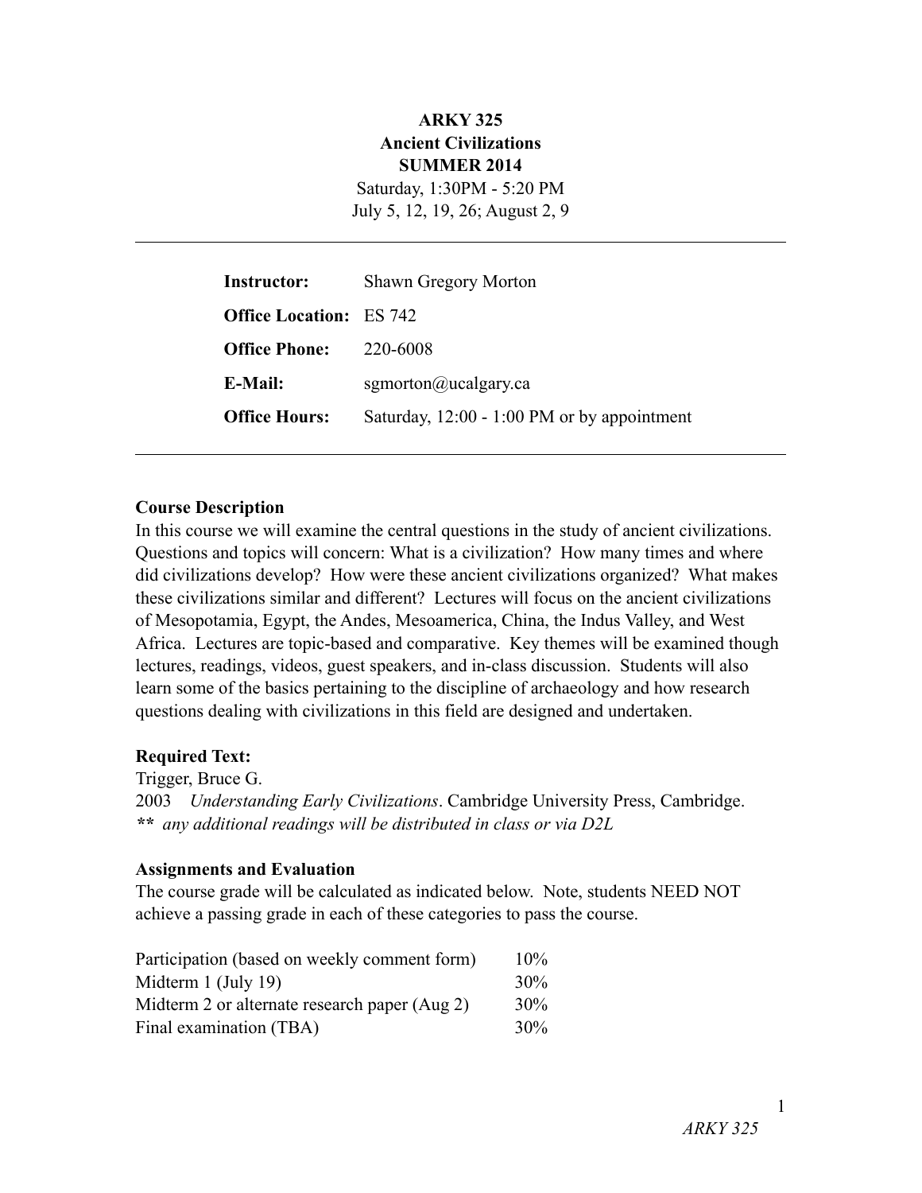# ARKY 325
## Ancient Civilizations
## SUMMER 2014

Saturday, 1:30PM - 5:20 PM
July 5, 12, 19, 26; August 2, 9

---

| | |
|---|---|
| **Instructor:** | Shawn Gregory Morton |
| **Office Location:** | ES 742 |
| **Office Phone:** | 220-6008 |
| **E-Mail:** | sgmorton@ucalgary.ca |
| **Office Hours:** | Saturday, 12:00 - 1:00 PM or by appointment |

---

### Course Description

In this course we will examine the central questions in the study of ancient civilizations. Questions and topics will concern: What is a civilization? How many times and where did civilizations develop? How were these ancient civilizations organized? What makes these civilizations similar and different? Lectures will focus on the ancient civilizations of Mesopotamia, Egypt, the Andes, Mesoamerica, China, the Indus Valley, and West Africa. Lectures are topic-based and comparative. Key themes will be examined though lectures, readings, videos, guest speakers, and in-class discussion. Students will also learn some of the basics pertaining to the discipline of archaeology and how research questions dealing with civilizations in this field are designed and undertaken.

### Required Text:

Trigger, Bruce G.
2003 *Understanding Early Civilizations*. Cambridge University Press, Cambridge.
*\*\* any additional readings will be distributed in class or via D2L*

### Assignments and Evaluation

The course grade will be calculated as indicated below. Note, students NEED NOT achieve a passing grade in each of these categories to pass the course.

| | |
|---|---|
| Participation (based on weekly comment form) | 10% |
| Midterm 1 (July 19) | 30% |
| Midterm 2 or alternate research paper (Aug 2) | 30% |
| Final examination (TBA) | 30% |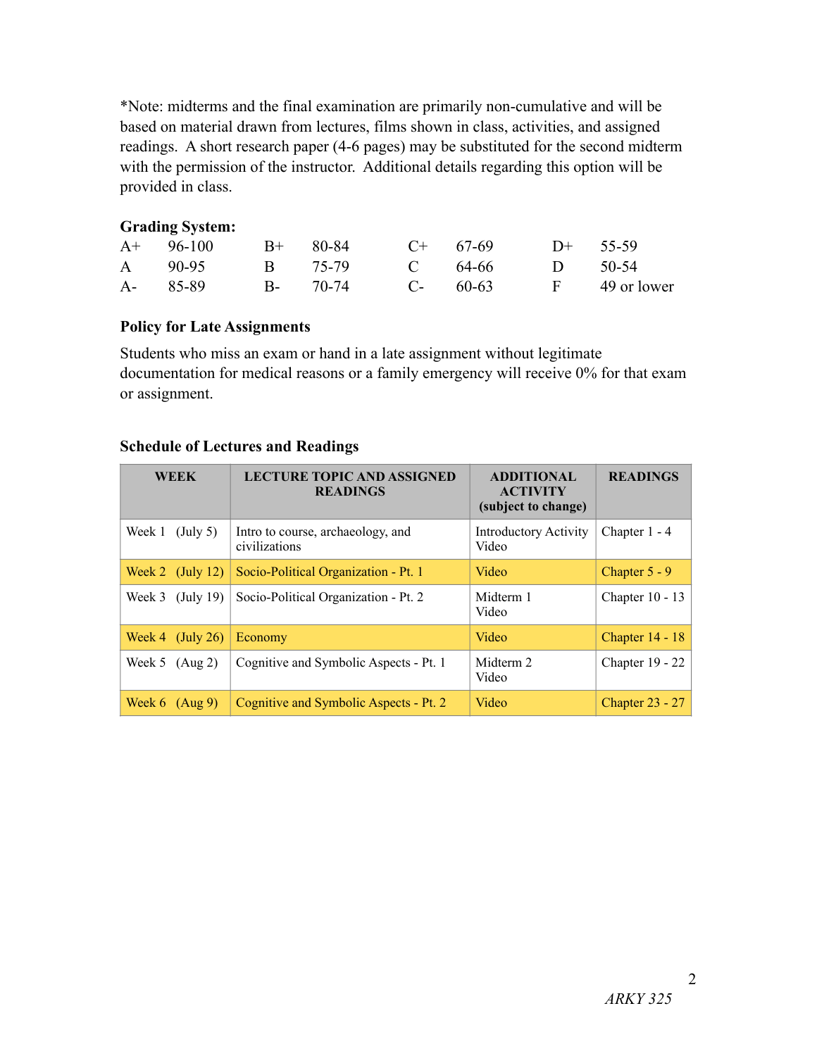*Note: midterms and the final examination are primarily non-cumulative and will be based on material drawn from lectures, films shown in class, activities, and assigned readings. A short research paper (4-6 pages) may be substituted for the second midterm with the permission of the instructor. Additional details regarding this option will be provided in class.

**Grading System:**

| | | | | | | | |
|---|---|---|---|---|---|---|---|
| A+ | 96-100 | B+ | 80-84 | C+ | 67-69 | D+ | 55-59 |
| A | 90-95 | B | 75-79 | C | 64-66 | D | 50-54 |
| A- | 85-89 | B- | 70-74 | C- | 60-63 | F | 49 or lower |

**Policy for Late Assignments**

Students who miss an exam or hand in a late assignment without legitimate documentation for medical reasons or a family emergency will receive 0% for that exam or assignment.

**Schedule of Lectures and Readings**

| WEEK | LECTURE TOPIC AND ASSIGNED READINGS | ADDITIONAL ACTIVITY (subject to change) | READINGS |
|---|---|---|---|
| Week 1 (July 5) | Intro to course, archaeology, and civilizations | Introductory Activity Video | Chapter 1 - 4 |
| Week 2 (July 12) | Socio-Political Organization - Pt. 1 | Video | Chapter 5 - 9 |
| Week 3 (July 19) | Socio-Political Organization - Pt. 2 | Midterm 1 Video | Chapter 10 - 13 |
| Week 4 (July 26) | Economy | Video | Chapter 14 - 18 |
| Week 5 (Aug 2) | Cognitive and Symbolic Aspects - Pt. 1 | Midterm 2 Video | Chapter 19 - 22 |
| Week 6 (Aug 9) | Cognitive and Symbolic Aspects - Pt. 2 | Video | Chapter 23 - 27 |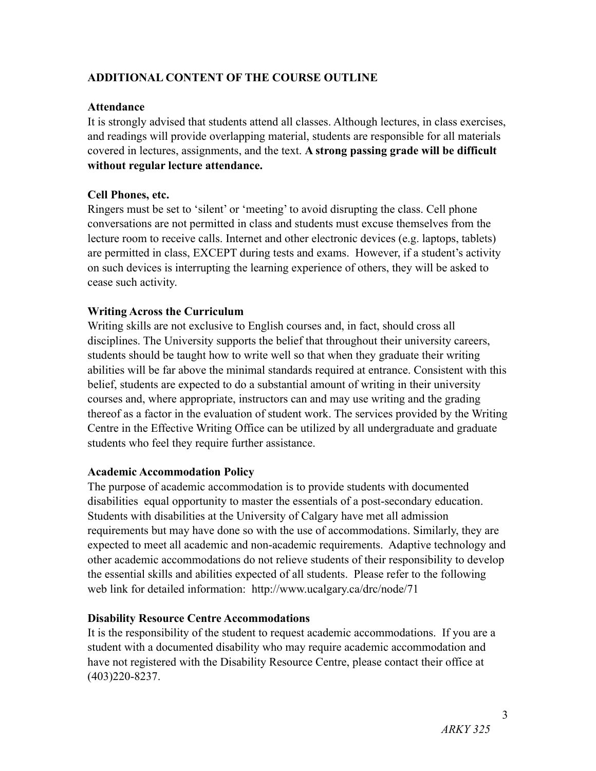## ADDITIONAL CONTENT OF THE COURSE OUTLINE

### Attendance

It is strongly advised that students attend all classes. Although lectures, in class exercises, and readings will provide overlapping material, students are responsible for all materials covered in lectures, assignments, and the text. **A strong passing grade will be difficult without regular lecture attendance.**

### Cell Phones, etc.

Ringers must be set to 'silent' or 'meeting' to avoid disrupting the class. Cell phone conversations are not permitted in class and students must excuse themselves from the lecture room to receive calls. Internet and other electronic devices (e.g. laptops, tablets) are permitted in class, EXCEPT during tests and exams. However, if a student's activity on such devices is interrupting the learning experience of others, they will be asked to cease such activity.

### Writing Across the Curriculum

Writing skills are not exclusive to English courses and, in fact, should cross all disciplines. The University supports the belief that throughout their university careers, students should be taught how to write well so that when they graduate their writing abilities will be far above the minimal standards required at entrance. Consistent with this belief, students are expected to do a substantial amount of writing in their university courses and, where appropriate, instructors can and may use writing and the grading thereof as a factor in the evaluation of student work. The services provided by the Writing Centre in the Effective Writing Office can be utilized by all undergraduate and graduate students who feel they require further assistance.

### Academic Accommodation Policy

The purpose of academic accommodation is to provide students with documented disabilities equal opportunity to master the essentials of a post-secondary education. Students with disabilities at the University of Calgary have met all admission requirements but may have done so with the use of accommodations. Similarly, they are expected to meet all academic and non-academic requirements. Adaptive technology and other academic accommodations do not relieve students of their responsibility to develop the essential skills and abilities expected of all students. Please refer to the following web link for detailed information: http://www.ucalgary.ca/drc/node/71

### Disability Resource Centre Accommodations

It is the responsibility of the student to request academic accommodations. If you are a student with a documented disability who may require academic accommodation and have not registered with the Disability Resource Centre, please contact their office at (403)220-8237.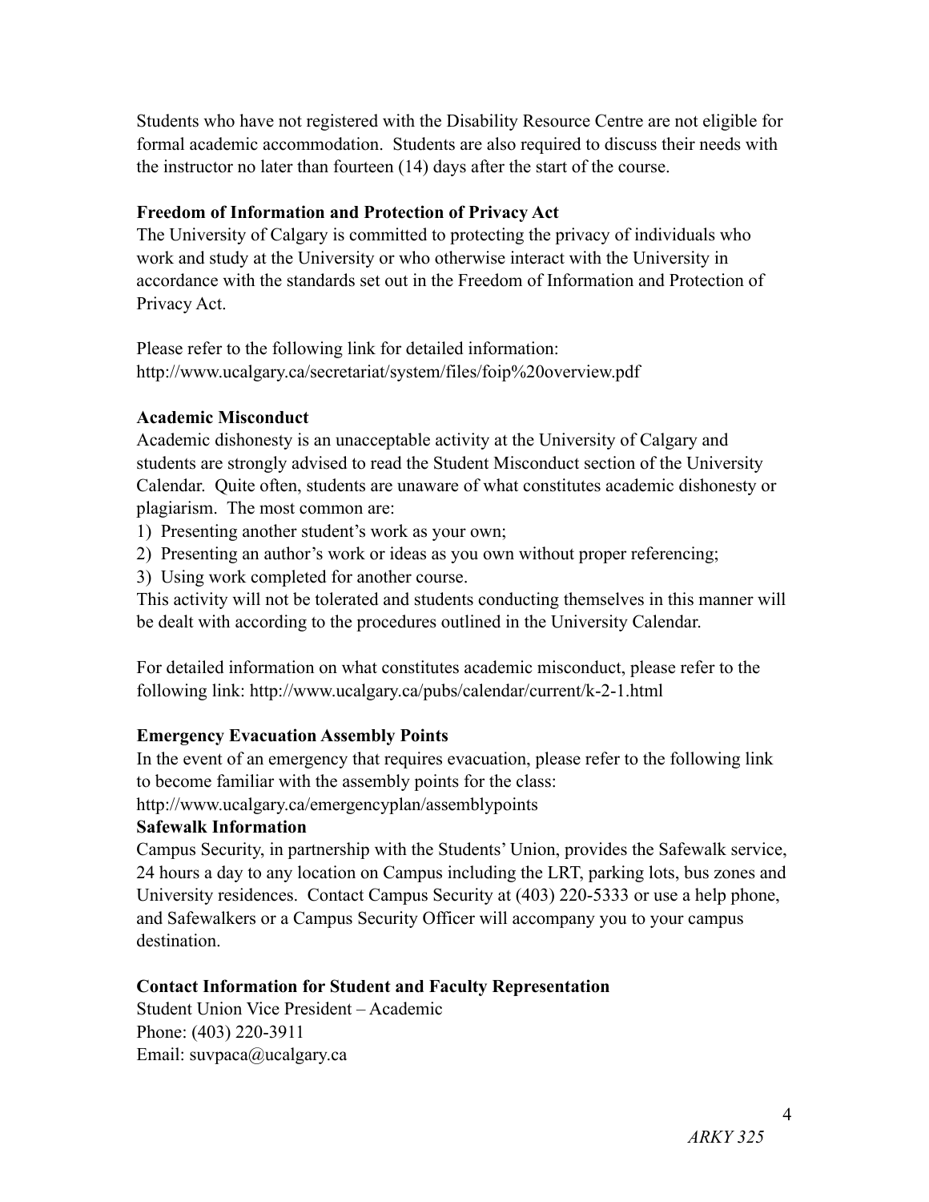Students who have not registered with the Disability Resource Centre are not eligible for formal academic accommodation. Students are also required to discuss their needs with the instructor no later than fourteen (14) days after the start of the course.

**Freedom of Information and Protection of Privacy Act**

The University of Calgary is committed to protecting the privacy of individuals who work and study at the University or who otherwise interact with the University in accordance with the standards set out in the Freedom of Information and Protection of Privacy Act.

Please refer to the following link for detailed information:
http://www.ucalgary.ca/secretariat/system/files/foip%20overview.pdf

**Academic Misconduct**

Academic dishonesty is an unacceptable activity at the University of Calgary and students are strongly advised to read the Student Misconduct section of the University Calendar. Quite often, students are unaware of what constitutes academic dishonesty or plagiarism. The most common are:

1) Presenting another student's work as your own;
2) Presenting an author's work or ideas as you own without proper referencing;
3) Using work completed for another course.

This activity will not be tolerated and students conducting themselves in this manner will be dealt with according to the procedures outlined in the University Calendar.

For detailed information on what constitutes academic misconduct, please refer to the following link: http://www.ucalgary.ca/pubs/calendar/current/k-2-1.html

**Emergency Evacuation Assembly Points**

In the event of an emergency that requires evacuation, please refer to the following link to become familiar with the assembly points for the class:
http://www.ucalgary.ca/emergencyplan/assemblypoints

**Safewalk Information**

Campus Security, in partnership with the Students' Union, provides the Safewalk service, 24 hours a day to any location on Campus including the LRT, parking lots, bus zones and University residences. Contact Campus Security at (403) 220-5333 or use a help phone, and Safewalkers or a Campus Security Officer will accompany you to your campus destination.

**Contact Information for Student and Faculty Representation**

Student Union Vice President – Academic
Phone: (403) 220-3911
Email: suvpaca@ucalgary.ca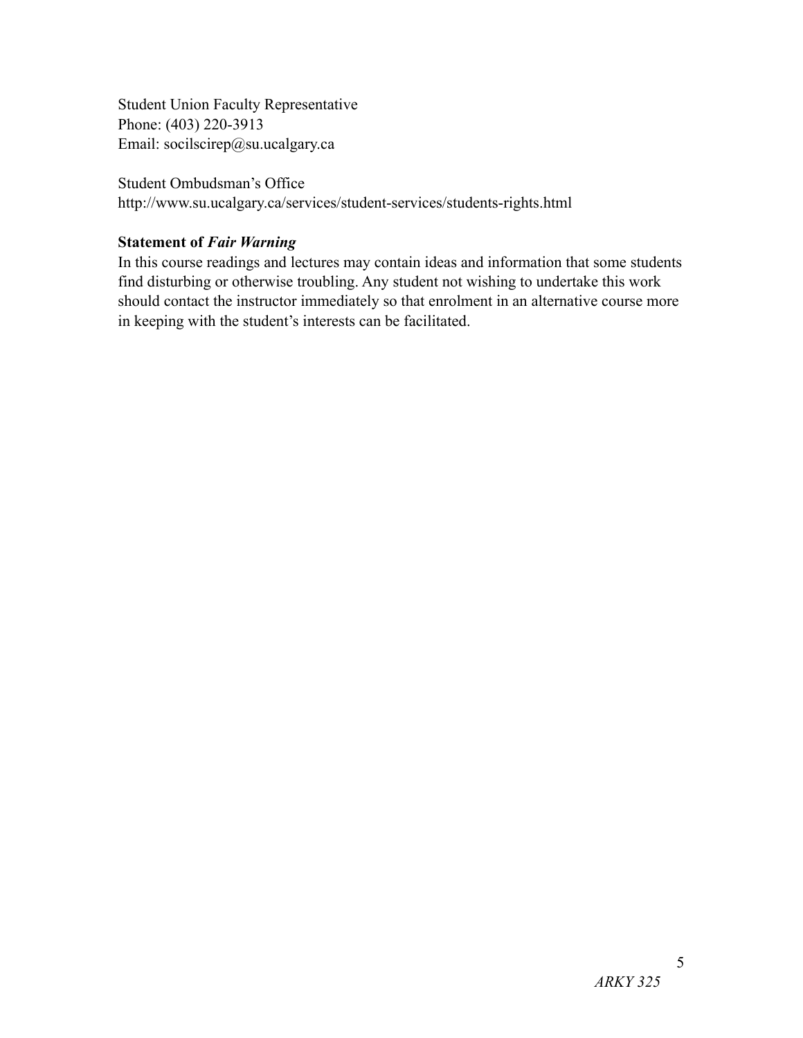Student Union Faculty Representative
Phone: (403) 220-3913
Email: socilscirep@su.ucalgary.ca

Student Ombudsman's Office
http://www.su.ucalgary.ca/services/student-services/students-rights.html

**Statement of *Fair Warning***

In this course readings and lectures may contain ideas and information that some students find disturbing or otherwise troubling. Any student not wishing to undertake this work should contact the instructor immediately so that enrolment in an alternative course more in keeping with the student's interests can be facilitated.